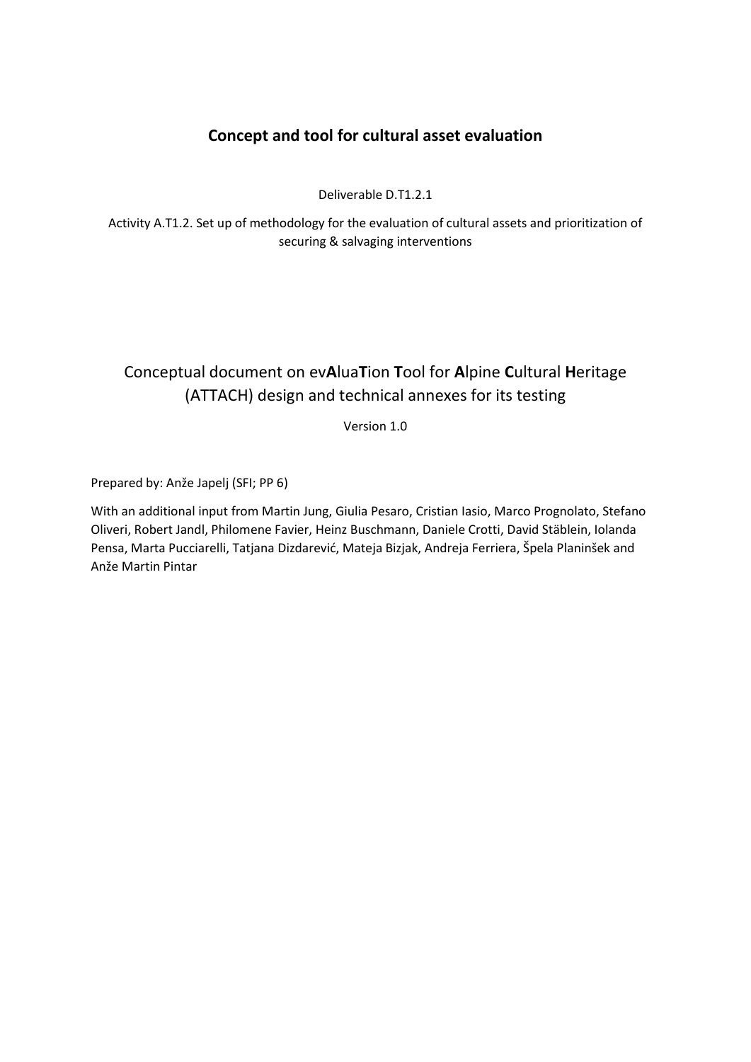# Concept and tool for cultural asset evaluation

Deliverable D.T1.2.1

Activity A.T1.2. Set up of methodology for the evaluation of cultural assets and prioritization of securing & salvaging interventions

## Conceptual document on ev**A**lua**T**ion **T**ool for **A**lpine **C**ultural **H**eritage (ATTACH) design and technical annexes for its testing

Version 1.0

Prepared by: Anže Japelj (SFI; PP 6)

With an additional input from Martin Jung, Giulia Pesaro, Cristian Iasio, Marco Prognolato, Stefano Oliveri, Robert Jandl, Philomene Favier, Heinz Buschmann, Daniele Crotti, David Stäblein, Iolanda Pensa, Marta Pucciarelli, Tatjana Dizdarević, Mateja Bizjak, Andreja Ferriera, Špela Planinšek and Anže Martin Pintar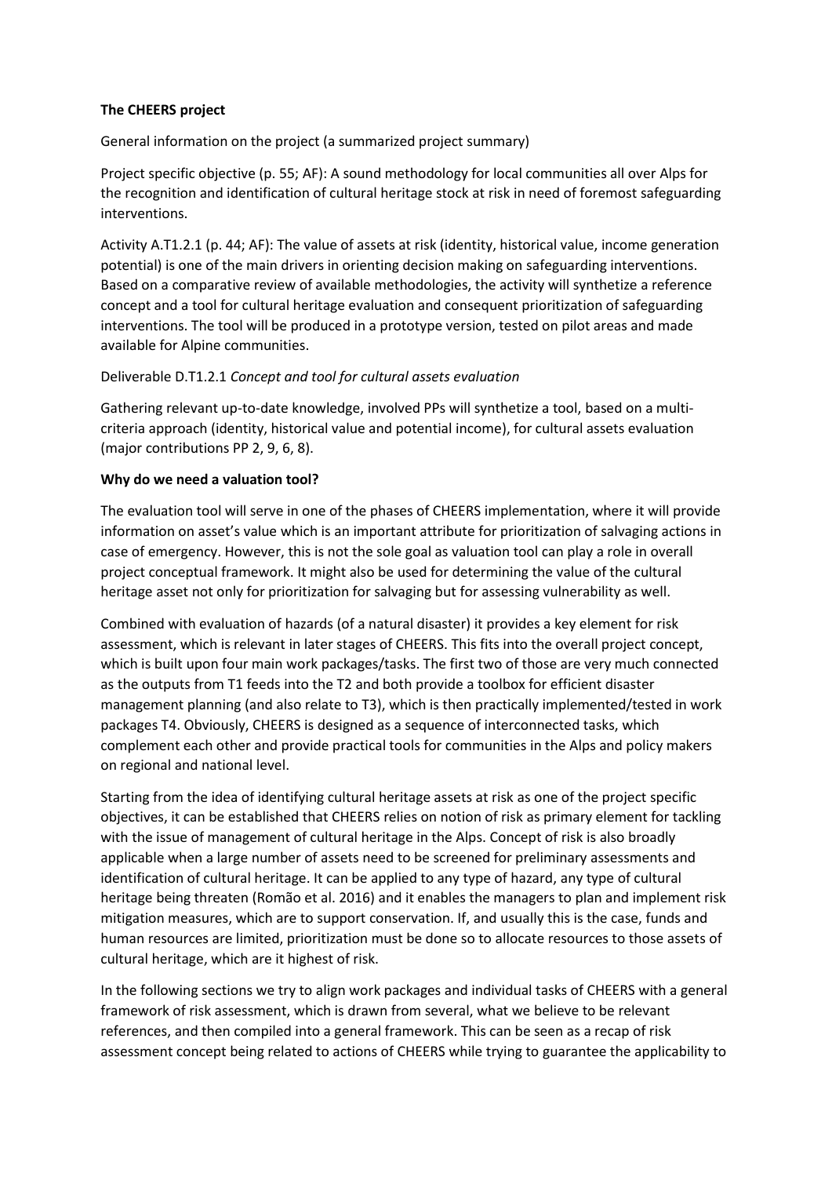**The CHEERS project**

General information on the project (a summarized project summary)

Project specific objective (p. 55; AF): A sound methodology for local communities all over Alps for the recognition and identification of cultural heritage stock at risk in need of foremost safeguarding interventions.

Activity A.T1.2.1 (p. 44; AF): The value of assets at risk (identity, historical value, income generation potential) is one of the main drivers in orienting decision making on safeguarding interventions. Based on a comparative review of available methodologies, the activity will synthetize a reference concept and a tool for cultural heritage evaluation and consequent prioritization of safeguarding interventions. The tool will be produced in a prototype version, tested on pilot areas and made available for Alpine communities.

Deliverable D.T1.2.1 *Concept and tool for cultural assets evaluation*

Gathering relevant up-to-date knowledge, involved PPs will synthetize a tool, based on a multi-criteria approach (identity, historical value and potential income), for cultural assets evaluation (major contributions PP 2, 9, 6, 8).

**Why do we need a valuation tool?**

The evaluation tool will serve in one of the phases of CHEERS implementation, where it will provide information on asset's value which is an important attribute for prioritization of salvaging actions in case of emergency. However, this is not the sole goal as valuation tool can play a role in overall project conceptual framework. It might also be used for determining the value of the cultural heritage asset not only for prioritization for salvaging but for assessing vulnerability as well.

Combined with evaluation of hazards (of a natural disaster) it provides a key element for risk assessment, which is relevant in later stages of CHEERS. This fits into the overall project concept, which is built upon four main work packages/tasks. The first two of those are very much connected as the outputs from T1 feeds into the T2 and both provide a toolbox for efficient disaster management planning (and also relate to T3), which is then practically implemented/tested in work packages T4. Obviously, CHEERS is designed as a sequence of interconnected tasks, which complement each other and provide practical tools for communities in the Alps and policy makers on regional and national level.

Starting from the idea of identifying cultural heritage assets at risk as one of the project specific objectives, it can be established that CHEERS relies on notion of risk as primary element for tackling with the issue of management of cultural heritage in the Alps. Concept of risk is also broadly applicable when a large number of assets need to be screened for preliminary assessments and identification of cultural heritage. It can be applied to any type of hazard, any type of cultural heritage being threaten (Romão et al. 2016) and it enables the managers to plan and implement risk mitigation measures, which are to support conservation. If, and usually this is the case, funds and human resources are limited, prioritization must be done so to allocate resources to those assets of cultural heritage, which are it highest of risk.

In the following sections we try to align work packages and individual tasks of CHEERS with a general framework of risk assessment, which is drawn from several, what we believe to be relevant references, and then compiled into a general framework. This can be seen as a recap of risk assessment concept being related to actions of CHEERS while trying to guarantee the applicability to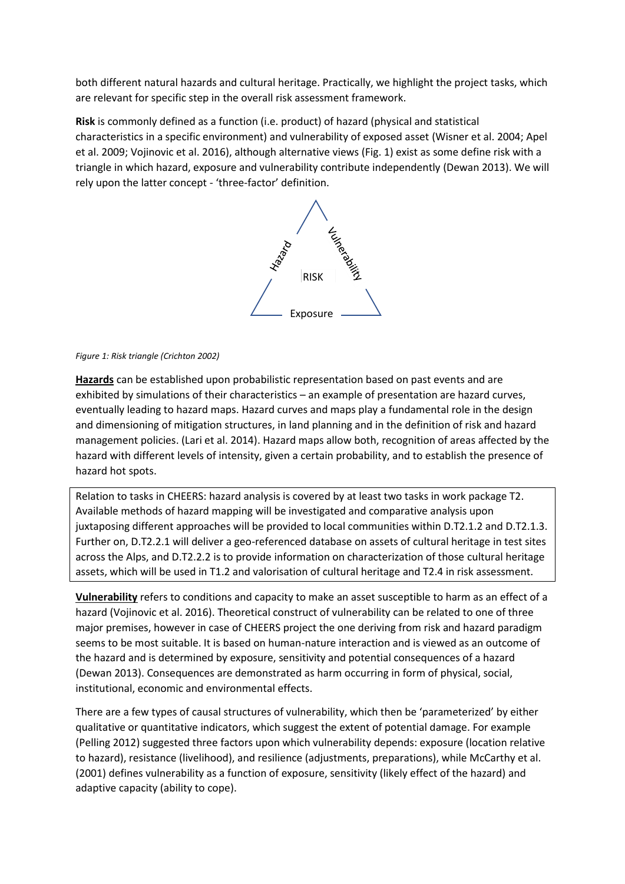both different natural hazards and cultural heritage. Practically, we highlight the project tasks, which are relevant for specific step in the overall risk assessment framework.

**Risk** is commonly defined as a function (i.e. product) of hazard (physical and statistical characteristics in a specific environment) and vulnerability of exposed asset (Wisner et al. 2004; Apel et al. 2009; Vojinovic et al. 2016), although alternative views (Fig. 1) exist as some define risk with a triangle in which hazard, exposure and vulnerability contribute independently (Dewan 2013). We will rely upon the latter concept - 'three-factor' definition.

Hazard

Vulnerability

RISK

Exposure

*Figure 1: Risk triangle (Crichton 2002)*

**Hazards** can be established upon probabilistic representation based on past events and are exhibited by simulations of their characteristics – an example of presentation are hazard curves, eventually leading to hazard maps. Hazard curves and maps play a fundamental role in the design and dimensioning of mitigation structures, in land planning and in the definition of risk and hazard management policies. (Lari et al. 2014). Hazard maps allow both, recognition of areas affected by the hazard with different levels of intensity, given a certain probability, and to establish the presence of hazard hot spots.

Relation to tasks in CHEERS: hazard analysis is covered by at least two tasks in work package T2. Available methods of hazard mapping will be investigated and comparative analysis upon juxtaposing different approaches will be provided to local communities within D.T2.1.2 and D.T2.1.3. Further on, D.T2.2.1 will deliver a geo-referenced database on assets of cultural heritage in test sites across the Alps, and D.T2.2.2 is to provide information on characterization of those cultural heritage assets, which will be used in T1.2 and valorisation of cultural heritage and T2.4 in risk assessment.

**Vulnerability** refers to conditions and capacity to make an asset susceptible to harm as an effect of a hazard (Vojinovic et al. 2016). Theoretical construct of vulnerability can be related to one of three major premises, however in case of CHEERS project the one deriving from risk and hazard paradigm seems to be most suitable. It is based on human-nature interaction and is viewed as an outcome of the hazard and is determined by exposure, sensitivity and potential consequences of a hazard (Dewan 2013). Consequences are demonstrated as harm occurring in form of physical, social, institutional, economic and environmental effects.

There are a few types of causal structures of vulnerability, which then be 'parameterized' by either qualitative or quantitative indicators, which suggest the extent of potential damage. For example (Pelling 2012) suggested three factors upon which vulnerability depends: exposure (location relative to hazard), resistance (livelihood), and resilience (adjustments, preparations), while McCarthy et al. (2001) defines vulnerability as a function of exposure, sensitivity (likely effect of the hazard) and adaptive capacity (ability to cope).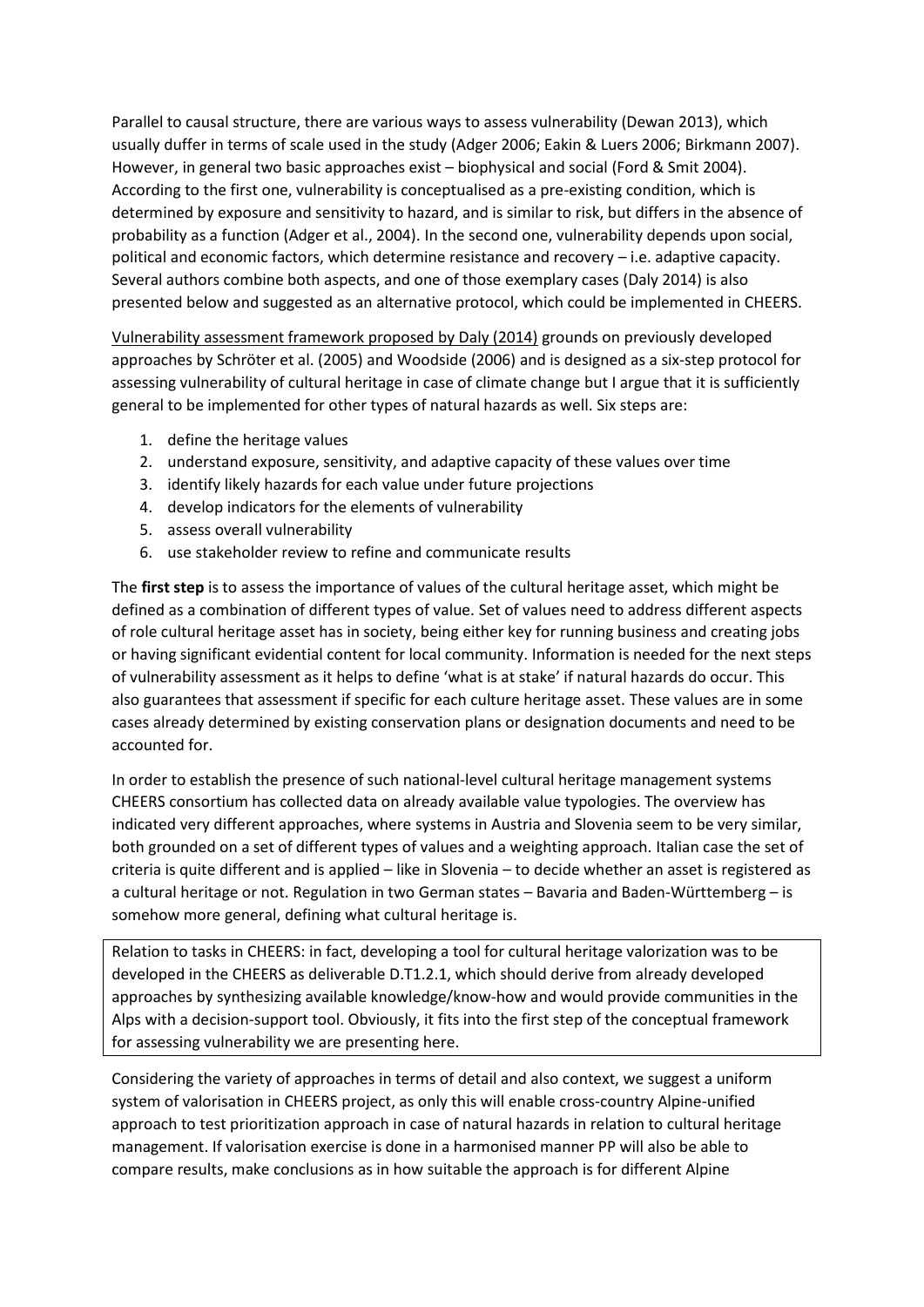Parallel to causal structure, there are various ways to assess vulnerability (Dewan 2013), which usually duffer in terms of scale used in the study (Adger 2006; Eakin & Luers 2006; Birkmann 2007). However, in general two basic approaches exist – biophysical and social (Ford & Smit 2004). According to the first one, vulnerability is conceptualised as a pre-existing condition, which is determined by exposure and sensitivity to hazard, and is similar to risk, but differs in the absence of probability as a function (Adger et al., 2004). In the second one, vulnerability depends upon social, political and economic factors, which determine resistance and recovery – i.e. adaptive capacity. Several authors combine both aspects, and one of those exemplary cases (Daly 2014) is also presented below and suggested as an alternative protocol, which could be implemented in CHEERS.

Vulnerability assessment framework proposed by Daly (2014) grounds on previously developed approaches by Schröter et al. (2005) and Woodside (2006) and is designed as a six-step protocol for assessing vulnerability of cultural heritage in case of climate change but I argue that it is sufficiently general to be implemented for other types of natural hazards as well. Six steps are:

1. define the heritage values
2. understand exposure, sensitivity, and adaptive capacity of these values over time
3. identify likely hazards for each value under future projections
4. develop indicators for the elements of vulnerability
5. assess overall vulnerability
6. use stakeholder review to refine and communicate results

The **first step** is to assess the importance of values of the cultural heritage asset, which might be defined as a combination of different types of value. Set of values need to address different aspects of role cultural heritage asset has in society, being either key for running business and creating jobs or having significant evidential content for local community. Information is needed for the next steps of vulnerability assessment as it helps to define 'what is at stake' if natural hazards do occur. This also guarantees that assessment if specific for each culture heritage asset. These values are in some cases already determined by existing conservation plans or designation documents and need to be accounted for.

In order to establish the presence of such national-level cultural heritage management systems CHEERS consortium has collected data on already available value typologies. The overview has indicated very different approaches, where systems in Austria and Slovenia seem to be very similar, both grounded on a set of different types of values and a weighting approach. Italian case the set of criteria is quite different and is applied – like in Slovenia – to decide whether an asset is registered as a cultural heritage or not. Regulation in two German states – Bavaria and Baden-Württemberg – is somehow more general, defining what cultural heritage is.

Relation to tasks in CHEERS: in fact, developing a tool for cultural heritage valorization was to be developed in the CHEERS as deliverable D.T1.2.1, which should derive from already developed approaches by synthesizing available knowledge/know-how and would provide communities in the Alps with a decision-support tool. Obviously, it fits into the first step of the conceptual framework for assessing vulnerability we are presenting here.

Considering the variety of approaches in terms of detail and also context, we suggest a uniform system of valorisation in CHEERS project, as only this will enable cross-country Alpine-unified approach to test prioritization approach in case of natural hazards in relation to cultural heritage management. If valorisation exercise is done in a harmonised manner PP will also be able to compare results, make conclusions as in how suitable the approach is for different Alpine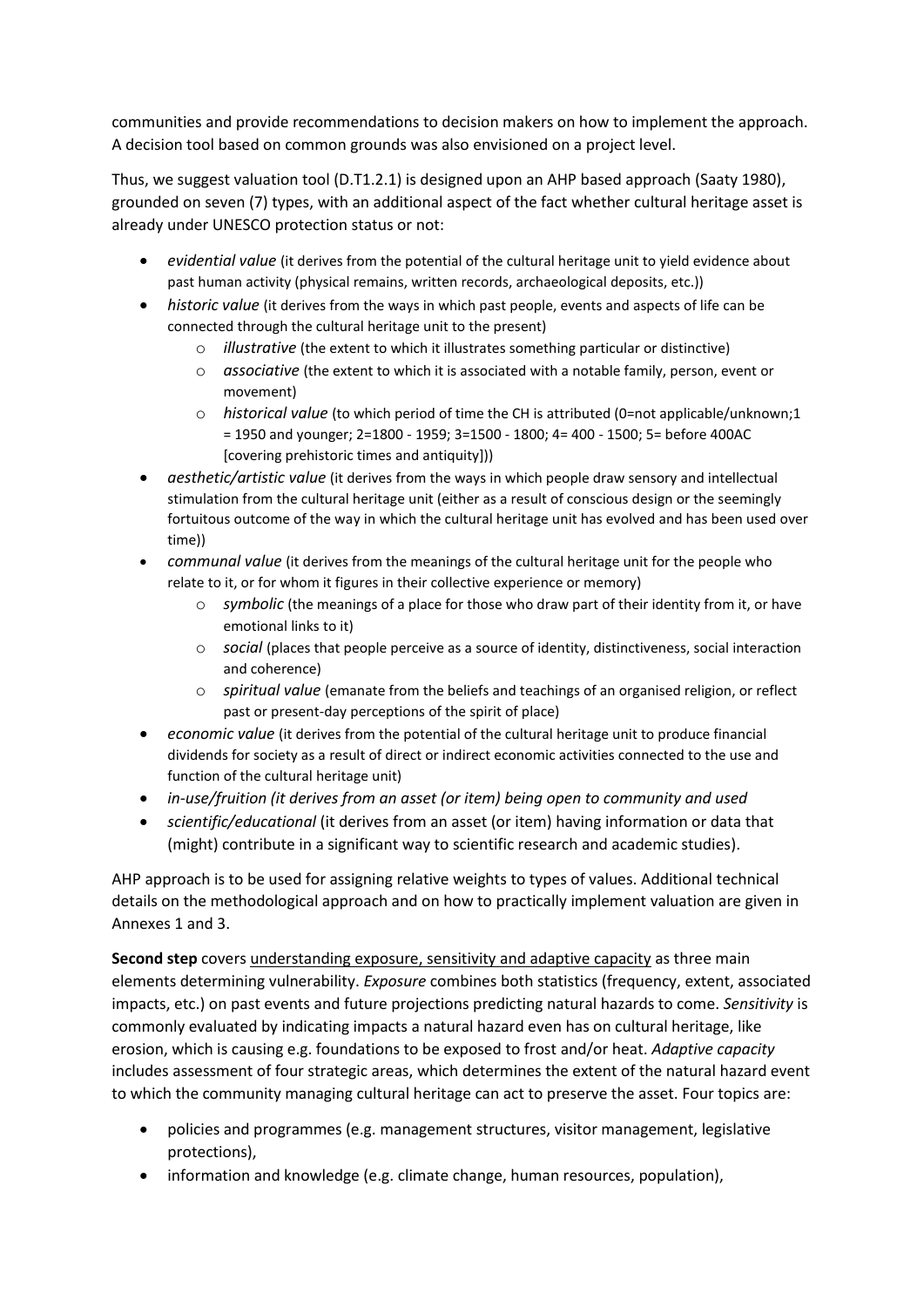communities and provide recommendations to decision makers on how to implement the approach. A decision tool based on common grounds was also envisioned on a project level.

Thus, we suggest valuation tool (D.T1.2.1) is designed upon an AHP based approach (Saaty 1980), grounded on seven (7) types, with an additional aspect of the fact whether cultural heritage asset is already under UNESCO protection status or not:

- *evidential value* (it derives from the potential of the cultural heritage unit to yield evidence about past human activity (physical remains, written records, archaeological deposits, etc.))
- *historic value* (it derives from the ways in which past people, events and aspects of life can be connected through the cultural heritage unit to the present)
    - *illustrative* (the extent to which it illustrates something particular or distinctive)
    - *associative* (the extent to which it is associated with a notable family, person, event or movement)
    - *historical value* (to which period of time the CH is attributed (0=not applicable/unknown;1 = 1950 and younger; 2=1800 - 1959; 3=1500 - 1800; 4= 400 - 1500; 5= before 400AC [covering prehistoric times and antiquity]))
- *aesthetic/artistic value* (it derives from the ways in which people draw sensory and intellectual stimulation from the cultural heritage unit (either as a result of conscious design or the seemingly fortuitous outcome of the way in which the cultural heritage unit has evolved and has been used over time))
- *communal value* (it derives from the meanings of the cultural heritage unit for the people who relate to it, or for whom it figures in their collective experience or memory)
    - *symbolic* (the meanings of a place for those who draw part of their identity from it, or have emotional links to it)
    - *social* (places that people perceive as a source of identity, distinctiveness, social interaction and coherence)
    - *spiritual value* (emanate from the beliefs and teachings of an organised religion, or reflect past or present-day perceptions of the spirit of place)
- *economic value* (it derives from the potential of the cultural heritage unit to produce financial dividends for society as a result of direct or indirect economic activities connected to the use and function of the cultural heritage unit)
- *in-use/fruition (it derives from an asset (or item) being open to community and used*
- *scientific/educational* (it derives from an asset (or item) having information or data that (might) contribute in a significant way to scientific research and academic studies).

AHP approach is to be used for assigning relative weights to types of values. Additional technical details on the methodological approach and on how to practically implement valuation are given in Annexes 1 and 3.

**Second step** covers understanding exposure, sensitivity and adaptive capacity as three main elements determining vulnerability. *Exposure* combines both statistics (frequency, extent, associated impacts, etc.) on past events and future projections predicting natural hazards to come. *Sensitivity* is commonly evaluated by indicating impacts a natural hazard even has on cultural heritage, like erosion, which is causing e.g. foundations to be exposed to frost and/or heat. *Adaptive capacity* includes assessment of four strategic areas, which determines the extent of the natural hazard event to which the community managing cultural heritage can act to preserve the asset. Four topics are:

- policies and programmes (e.g. management structures, visitor management, legislative protections),
- information and knowledge (e.g. climate change, human resources, population),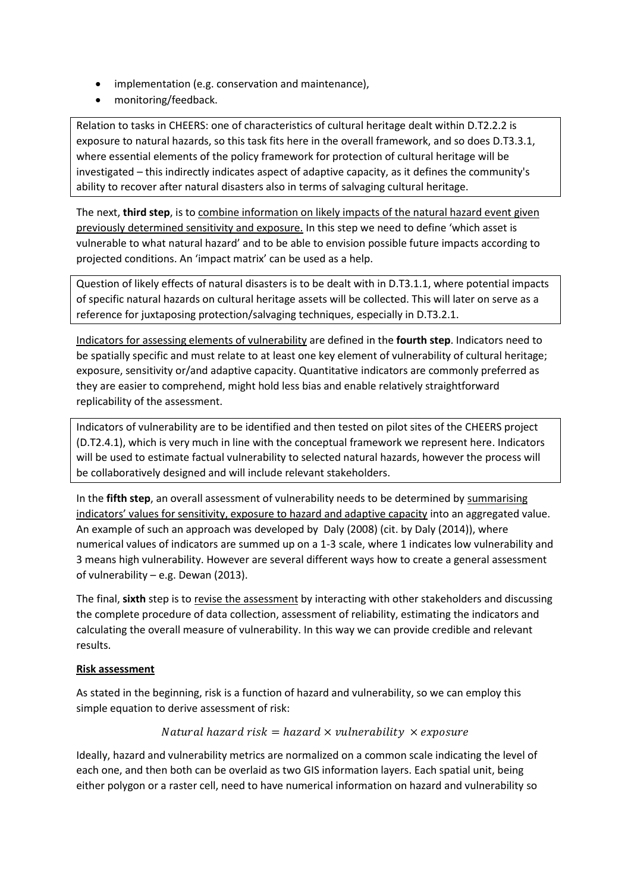- implementation (e.g. conservation and maintenance),
- monitoring/feedback.

Relation to tasks in CHEERS: one of characteristics of cultural heritage dealt within D.T2.2.2 is exposure to natural hazards, so this task fits here in the overall framework, and so does D.T3.3.1, where essential elements of the policy framework for protection of cultural heritage will be investigated – this indirectly indicates aspect of adaptive capacity, as it defines the community's ability to recover after natural disasters also in terms of salvaging cultural heritage.

The next, **third step**, is to combine information on likely impacts of the natural hazard event given previously determined sensitivity and exposure. In this step we need to define 'which asset is vulnerable to what natural hazard' and to be able to envision possible future impacts according to projected conditions. An 'impact matrix' can be used as a help.

Question of likely effects of natural disasters is to be dealt with in D.T3.1.1, where potential impacts of specific natural hazards on cultural heritage assets will be collected. This will later on serve as a reference for juxtaposing protection/salvaging techniques, especially in D.T3.2.1.

Indicators for assessing elements of vulnerability are defined in the **fourth step**. Indicators need to be spatially specific and must relate to at least one key element of vulnerability of cultural heritage; exposure, sensitivity or/and adaptive capacity. Quantitative indicators are commonly preferred as they are easier to comprehend, might hold less bias and enable relatively straightforward replicability of the assessment.

Indicators of vulnerability are to be identified and then tested on pilot sites of the CHEERS project (D.T2.4.1), which is very much in line with the conceptual framework we represent here. Indicators will be used to estimate factual vulnerability to selected natural hazards, however the process will be collaboratively designed and will include relevant stakeholders.

In the **fifth step**, an overall assessment of vulnerability needs to be determined by summarising indicators' values for sensitivity, exposure to hazard and adaptive capacity into an aggregated value. An example of such an approach was developed by Daly (2008) (cit. by Daly (2014)), where numerical values of indicators are summed up on a 1-3 scale, where 1 indicates low vulnerability and 3 means high vulnerability. However are several different ways how to create a general assessment of vulnerability – e.g. Dewan (2013).

The final, **sixth** step is to revise the assessment by interacting with other stakeholders and discussing the complete procedure of data collection, assessment of reliability, estimating the indicators and calculating the overall measure of vulnerability. In this way we can provide credible and relevant results.

**Risk assessment**

As stated in the beginning, risk is a function of hazard and vulnerability, so we can employ this simple equation to derive assessment of risk:

$$Natural\ hazard\ risk = hazard \times vulnerability \times exposure$$

Ideally, hazard and vulnerability metrics are normalized on a common scale indicating the level of each one, and then both can be overlaid as two GIS information layers. Each spatial unit, being either polygon or a raster cell, need to have numerical information on hazard and vulnerability so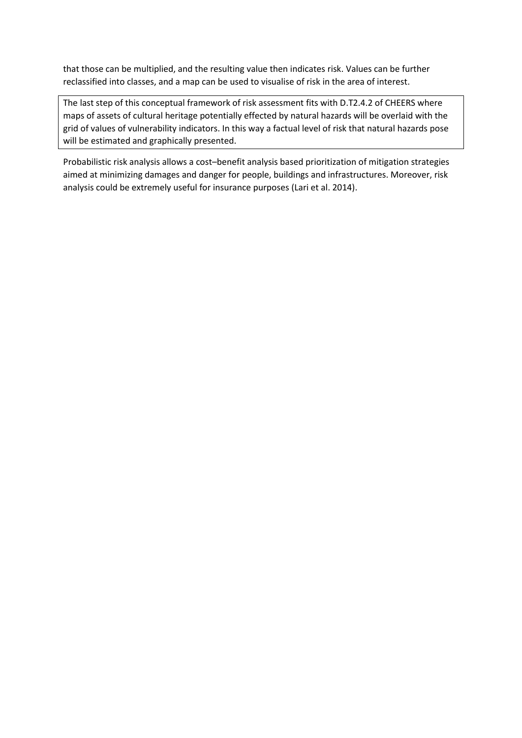that those can be multiplied, and the resulting value then indicates risk. Values can be further reclassified into classes, and a map can be used to visualise of risk in the area of interest.

> The last step of this conceptual framework of risk assessment fits with D.T2.4.2 of CHEERS where maps of assets of cultural heritage potentially effected by natural hazards will be overlaid with the grid of values of vulnerability indicators. In this way a factual level of risk that natural hazards pose will be estimated and graphically presented.

Probabilistic risk analysis allows a cost–benefit analysis based prioritization of mitigation strategies aimed at minimizing damages and danger for people, buildings and infrastructures. Moreover, risk analysis could be extremely useful for insurance purposes (Lari et al. 2014).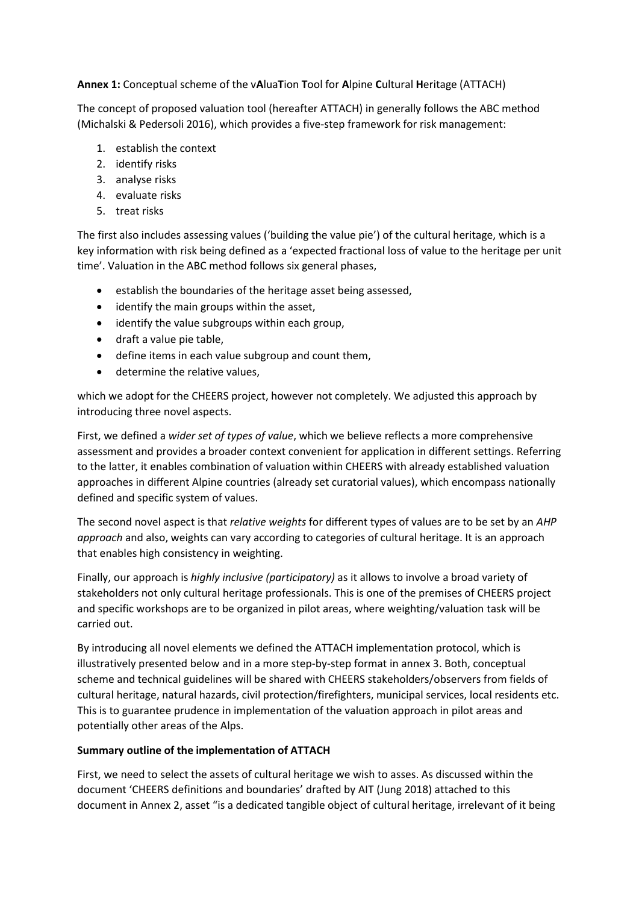**Annex 1:** Conceptual scheme of the v**A**lua**T**ion **T**ool for **A**lpine **C**ultural **H**eritage (ATTACH)

The concept of proposed valuation tool (hereafter ATTACH) in generally follows the ABC method (Michalski & Pedersoli 2016), which provides a five-step framework for risk management:

1. establish the context
2. identify risks
3. analyse risks
4. evaluate risks
5. treat risks

The first also includes assessing values ('building the value pie') of the cultural heritage, which is a key information with risk being defined as a 'expected fractional loss of value to the heritage per unit time'. Valuation in the ABC method follows six general phases,

- establish the boundaries of the heritage asset being assessed,
- identify the main groups within the asset,
- identify the value subgroups within each group,
- draft a value pie table,
- define items in each value subgroup and count them,
- determine the relative values,

which we adopt for the CHEERS project, however not completely. We adjusted this approach by introducing three novel aspects.

First, we defined a *wider set of types of value*, which we believe reflects a more comprehensive assessment and provides a broader context convenient for application in different settings. Referring to the latter, it enables combination of valuation within CHEERS with already established valuation approaches in different Alpine countries (already set curatorial values), which encompass nationally defined and specific system of values.

The second novel aspect is that *relative weights* for different types of values are to be set by an *AHP approach* and also, weights can vary according to categories of cultural heritage. It is an approach that enables high consistency in weighting.

Finally, our approach is *highly inclusive (participatory)* as it allows to involve a broad variety of stakeholders not only cultural heritage professionals. This is one of the premises of CHEERS project and specific workshops are to be organized in pilot areas, where weighting/valuation task will be carried out.

By introducing all novel elements we defined the ATTACH implementation protocol, which is illustratively presented below and in a more step-by-step format in annex 3. Both, conceptual scheme and technical guidelines will be shared with CHEERS stakeholders/observers from fields of cultural heritage, natural hazards, civil protection/firefighters, municipal services, local residents etc. This is to guarantee prudence in implementation of the valuation approach in pilot areas and potentially other areas of the Alps.

**Summary outline of the implementation of ATTACH**

First, we need to select the assets of cultural heritage we wish to asses. As discussed within the document 'CHEERS definitions and boundaries' drafted by AIT (Jung 2018) attached to this document in Annex 2, asset "is a dedicated tangible object of cultural heritage, irrelevant of it being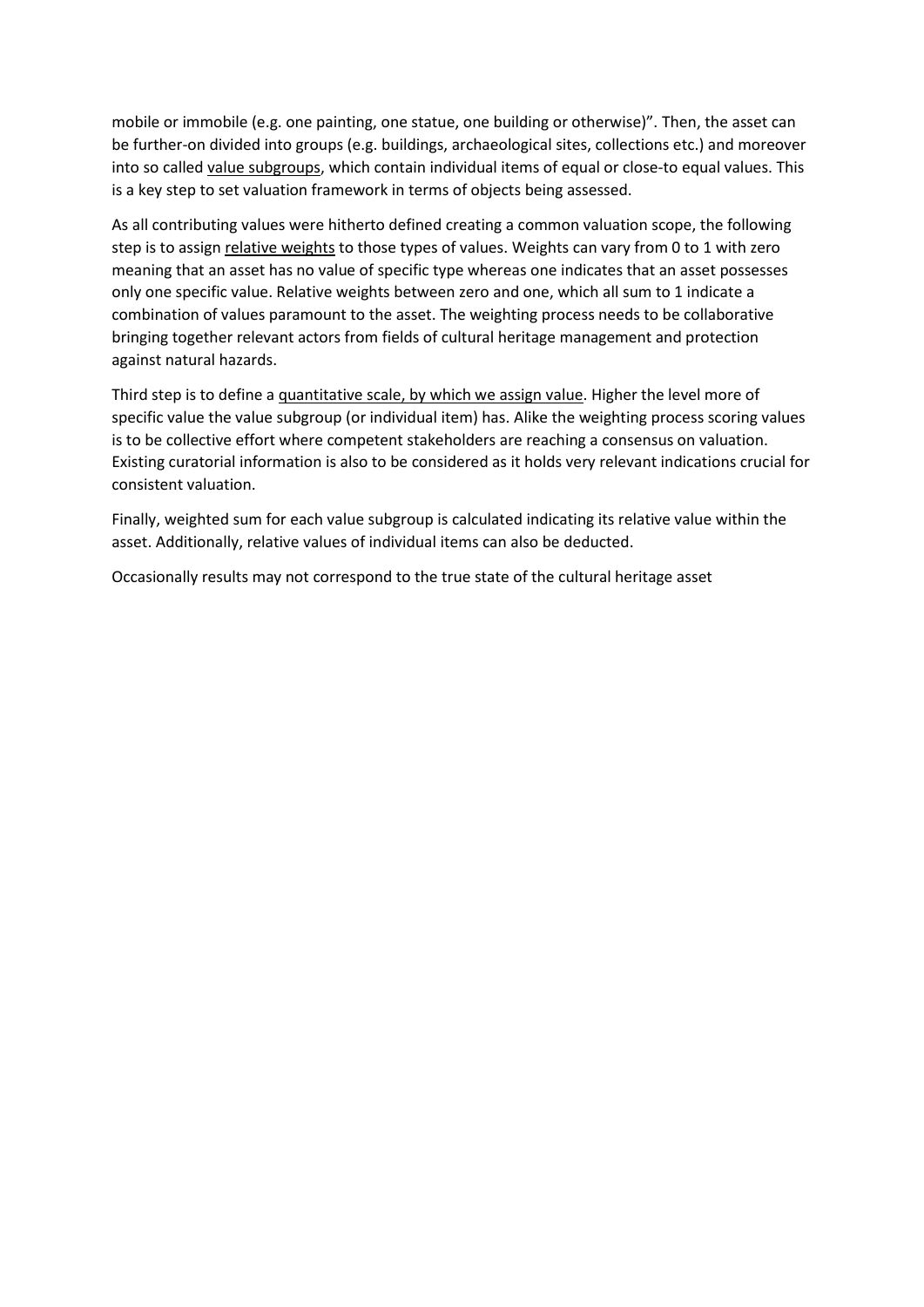mobile or immobile (e.g. one painting, one statue, one building or otherwise)". Then, the asset can be further-on divided into groups (e.g. buildings, archaeological sites, collections etc.) and moreover into so called value subgroups, which contain individual items of equal or close-to equal values. This is a key step to set valuation framework in terms of objects being assessed.

As all contributing values were hitherto defined creating a common valuation scope, the following step is to assign relative weights to those types of values. Weights can vary from 0 to 1 with zero meaning that an asset has no value of specific type whereas one indicates that an asset possesses only one specific value. Relative weights between zero and one, which all sum to 1 indicate a combination of values paramount to the asset. The weighting process needs to be collaborative bringing together relevant actors from fields of cultural heritage management and protection against natural hazards.

Third step is to define a quantitative scale, by which we assign value. Higher the level more of specific value the value subgroup (or individual item) has. Alike the weighting process scoring values is to be collective effort where competent stakeholders are reaching a consensus on valuation. Existing curatorial information is also to be considered as it holds very relevant indications crucial for consistent valuation.

Finally, weighted sum for each value subgroup is calculated indicating its relative value within the asset. Additionally, relative values of individual items can also be deducted.

Occasionally results may not correspond to the true state of the cultural heritage asset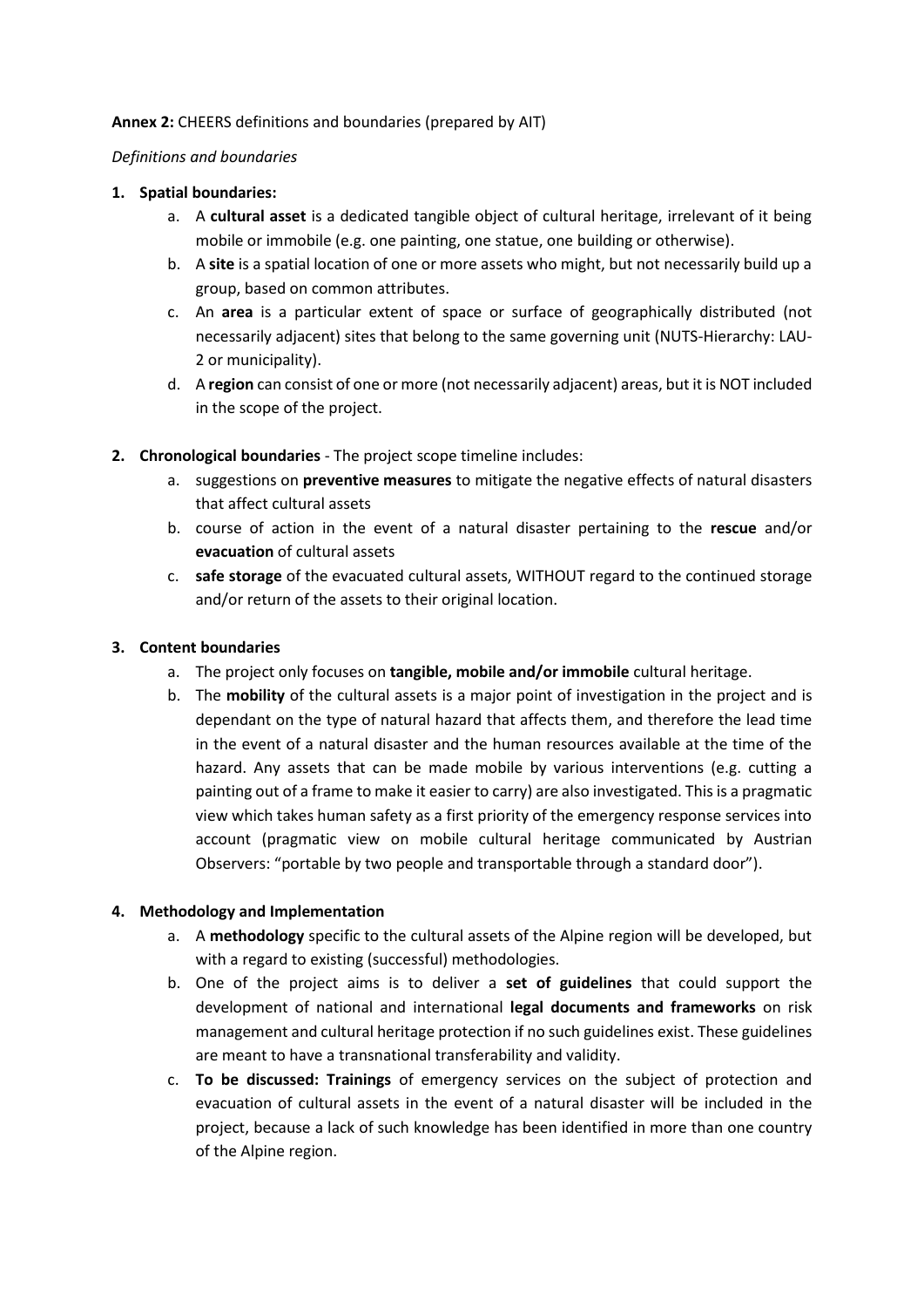**Annex 2:** CHEERS definitions and boundaries (prepared by AIT)

*Definitions and boundaries*

1. **Spatial boundaries:**
    a. A **cultural asset** is a dedicated tangible object of cultural heritage, irrelevant of it being mobile or immobile (e.g. one painting, one statue, one building or otherwise).
    b. A **site** is a spatial location of one or more assets who might, but not necessarily build up a group, based on common attributes.
    c. An **area** is a particular extent of space or surface of geographically distributed (not necessarily adjacent) sites that belong to the same governing unit (NUTS-Hierarchy: LAU-2 or municipality).
    d. A **region** can consist of one or more (not necessarily adjacent) areas, but it is NOT included in the scope of the project.

2. **Chronological boundaries** - The project scope timeline includes:
    a. suggestions on **preventive measures** to mitigate the negative effects of natural disasters that affect cultural assets
    b. course of action in the event of a natural disaster pertaining to the **rescue** and/or **evacuation** of cultural assets
    c. **safe storage** of the evacuated cultural assets, WITHOUT regard to the continued storage and/or return of the assets to their original location.

3. **Content boundaries**
    a. The project only focuses on **tangible, mobile and/or immobile** cultural heritage.
    b. The **mobility** of the cultural assets is a major point of investigation in the project and is dependant on the type of natural hazard that affects them, and therefore the lead time in the event of a natural disaster and the human resources available at the time of the hazard. Any assets that can be made mobile by various interventions (e.g. cutting a painting out of a frame to make it easier to carry) are also investigated. This is a pragmatic view which takes human safety as a first priority of the emergency response services into account (pragmatic view on mobile cultural heritage communicated by Austrian Observers: "portable by two people and transportable through a standard door").

4. **Methodology and Implementation**
    a. A **methodology** specific to the cultural assets of the Alpine region will be developed, but with a regard to existing (successful) methodologies.
    b. One of the project aims is to deliver a **set of guidelines** that could support the development of national and international **legal documents and frameworks** on risk management and cultural heritage protection if no such guidelines exist. These guidelines are meant to have a transnational transferability and validity.
    c. **To be discussed: Trainings** of emergency services on the subject of protection and evacuation of cultural assets in the event of a natural disaster will be included in the project, because a lack of such knowledge has been identified in more than one country of the Alpine region.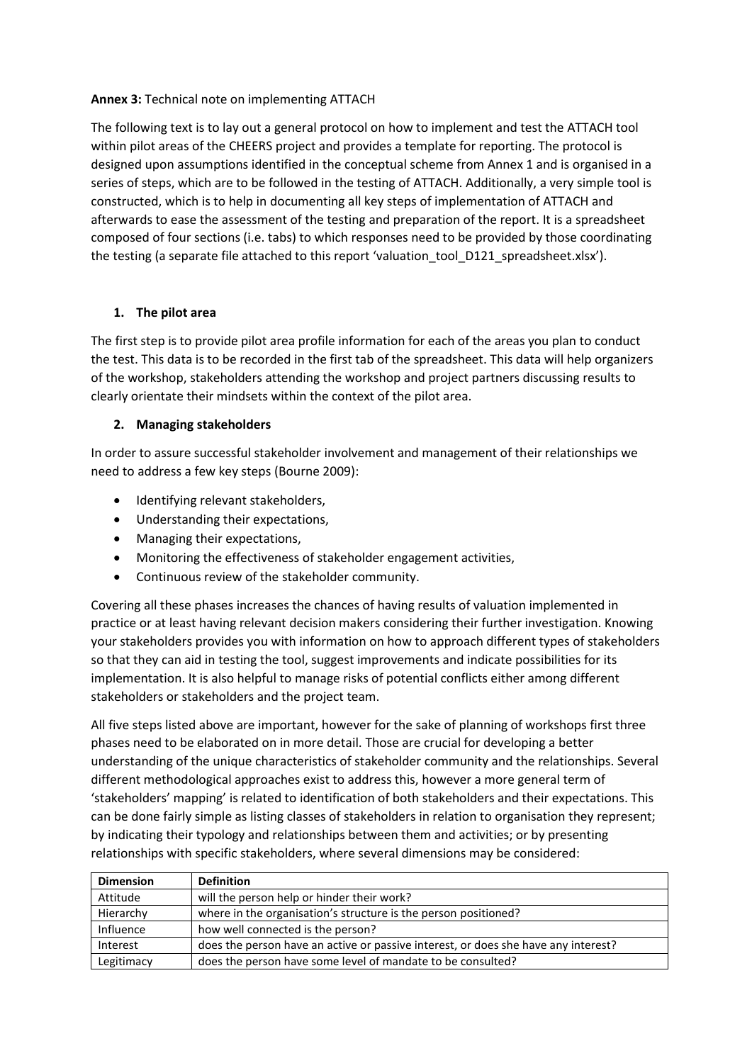**Annex 3:** Technical note on implementing ATTACH

The following text is to lay out a general protocol on how to implement and test the ATTACH tool within pilot areas of the CHEERS project and provides a template for reporting. The protocol is designed upon assumptions identified in the conceptual scheme from Annex 1 and is organised in a series of steps, which are to be followed in the testing of ATTACH. Additionally, a very simple tool is constructed, which is to help in documenting all key steps of implementation of ATTACH and afterwards to ease the assessment of the testing and preparation of the report. It is a spreadsheet composed of four sections (i.e. tabs) to which responses need to be provided by those coordinating the testing (a separate file attached to this report 'valuation_tool_D121_spreadsheet.xlsx').

1. **The pilot area**

The first step is to provide pilot area profile information for each of the areas you plan to conduct the test. This data is to be recorded in the first tab of the spreadsheet. This data will help organizers of the workshop, stakeholders attending the workshop and project partners discussing results to clearly orientate their mindsets within the context of the pilot area.

2. **Managing stakeholders**

In order to assure successful stakeholder involvement and management of their relationships we need to address a few key steps (Bourne 2009):

- Identifying relevant stakeholders,
- Understanding their expectations,
- Managing their expectations,
- Monitoring the effectiveness of stakeholder engagement activities,
- Continuous review of the stakeholder community.

Covering all these phases increases the chances of having results of valuation implemented in practice or at least having relevant decision makers considering their further investigation. Knowing your stakeholders provides you with information on how to approach different types of stakeholders so that they can aid in testing the tool, suggest improvements and indicate possibilities for its implementation. It is also helpful to manage risks of potential conflicts either among different stakeholders or stakeholders and the project team.

All five steps listed above are important, however for the sake of planning of workshops first three phases need to be elaborated on in more detail. Those are crucial for developing a better understanding of the unique characteristics of stakeholder community and the relationships. Several different methodological approaches exist to address this, however a more general term of 'stakeholders' mapping' is related to identification of both stakeholders and their expectations. This can be done fairly simple as listing classes of stakeholders in relation to organisation they represent; by indicating their typology and relationships between them and activities; or by presenting relationships with specific stakeholders, where several dimensions may be considered:

| **Dimension** | **Definition** |
| --- | --- |
| Attitude | will the person help or hinder their work? |
| Hierarchy | where in the organisation's structure is the person positioned? |
| Influence | how well connected is the person? |
| Interest | does the person have an active or passive interest, or does she have any interest? |
| Legitimacy | does the person have some level of mandate to be consulted? |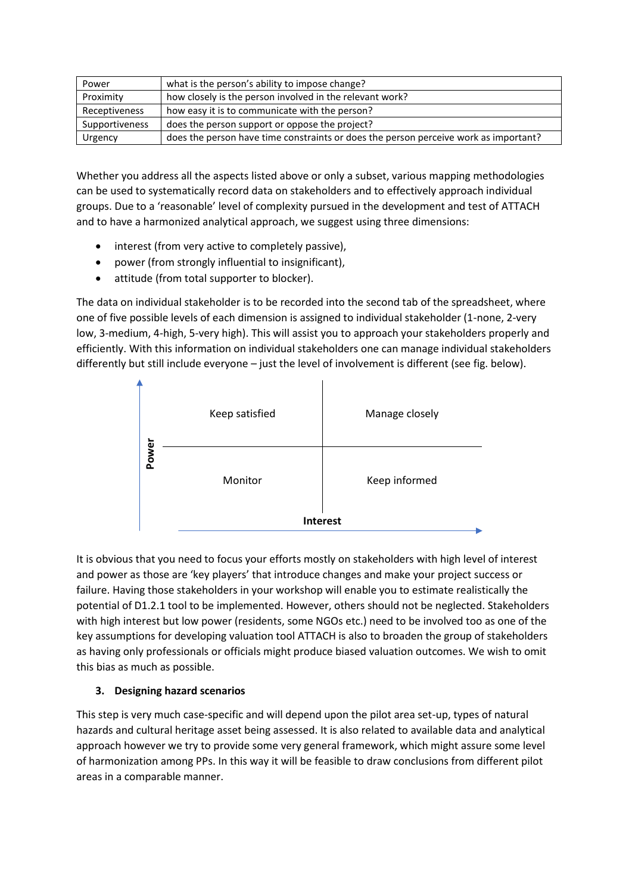| Power | what is the person's ability to impose change? |
|---|---|
| Proximity | how closely is the person involved in the relevant work? |
| Receptiveness | how easy it is to communicate with the person? |
| Supportiveness | does the person support or oppose the project? |
| Urgency | does the person have time constraints or does the person perceive work as important? |

Whether you address all the aspects listed above or only a subset, various mapping methodologies can be used to systematically record data on stakeholders and to effectively approach individual groups. Due to a 'reasonable' level of complexity pursued in the development and test of ATTACH and to have a harmonized analytical approach, we suggest using three dimensions:

- interest (from very active to completely passive),
- power (from strongly influential to insignificant),
- attitude (from total supporter to blocker).

The data on individual stakeholder is to be recorded into the second tab of the spreadsheet, where one of five possible levels of each dimension is assigned to individual stakeholder (1-none, 2-very low, 3-medium, 4-high, 5-very high). This will assist you to approach your stakeholders properly and efficiently. With this information on individual stakeholders one can manage individual stakeholders differently but still include everyone – just the level of involvement is different (see fig. below).

| Power ↑ / Interest → | Low interest | High interest |
|---|---|---|
| High power | Keep satisfied | Manage closely |
| Low power | Monitor | Keep informed |

It is obvious that you need to focus your efforts mostly on stakeholders with high level of interest and power as those are 'key players' that introduce changes and make your project success or failure. Having those stakeholders in your workshop will enable you to estimate realistically the potential of D1.2.1 tool to be implemented. However, others should not be neglected. Stakeholders with high interest but low power (residents, some NGOs etc.) need to be involved too as one of the key assumptions for developing valuation tool ATTACH is also to broaden the group of stakeholders as having only professionals or officials might produce biased valuation outcomes. We wish to omit this bias as much as possible.

### 3. Designing hazard scenarios

This step is very much case-specific and will depend upon the pilot area set-up, types of natural hazards and cultural heritage asset being assessed. It is also related to available data and analytical approach however we try to provide some very general framework, which might assure some level of harmonization among PPs. In this way it will be feasible to draw conclusions from different pilot areas in a comparable manner.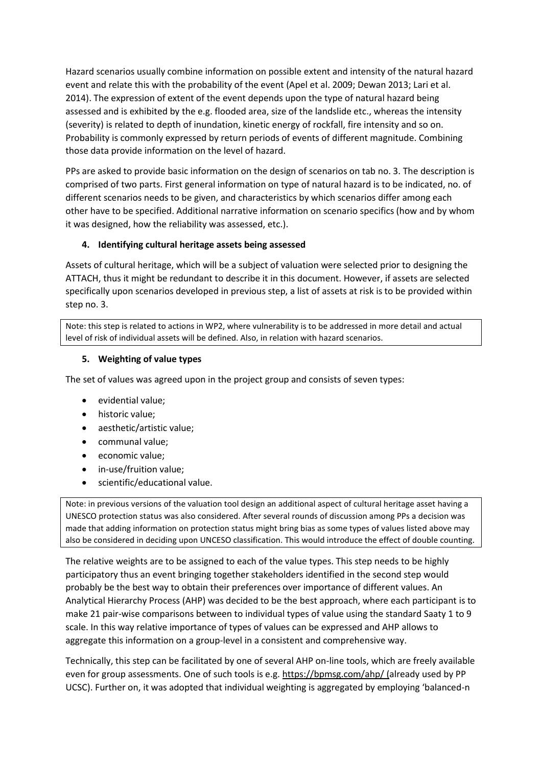Hazard scenarios usually combine information on possible extent and intensity of the natural hazard event and relate this with the probability of the event (Apel et al. 2009; Dewan 2013; Lari et al. 2014). The expression of extent of the event depends upon the type of natural hazard being assessed and is exhibited by the e.g. flooded area, size of the landslide etc., whereas the intensity (severity) is related to depth of inundation, kinetic energy of rockfall, fire intensity and so on. Probability is commonly expressed by return periods of events of different magnitude. Combining those data provide information on the level of hazard.

PPs are asked to provide basic information on the design of scenarios on tab no. 3. The description is comprised of two parts. First general information on type of natural hazard is to be indicated, no. of different scenarios needs to be given, and characteristics by which scenarios differ among each other have to be specified. Additional narrative information on scenario specifics (how and by whom it was designed, how the reliability was assessed, etc.).

#### 4. Identifying cultural heritage assets being assessed

Assets of cultural heritage, which will be a subject of valuation were selected prior to designing the ATTACH, thus it might be redundant to describe it in this document. However, if assets are selected specifically upon scenarios developed in previous step, a list of assets at risk is to be provided within step no. 3.

> Note: this step is related to actions in WP2, where vulnerability is to be addressed in more detail and actual level of risk of individual assets will be defined. Also, in relation with hazard scenarios.

#### 5. Weighting of value types

The set of values was agreed upon in the project group and consists of seven types:

- evidential value;
- historic value;
- aesthetic/artistic value;
- communal value;
- economic value;
- in-use/fruition value;
- scientific/educational value.

> Note: in previous versions of the valuation tool design an additional aspect of cultural heritage asset having a UNESCO protection status was also considered. After several rounds of discussion among PPs a decision was made that adding information on protection status might bring bias as some types of values listed above may also be considered in deciding upon UNCESO classification. This would introduce the effect of double counting.

The relative weights are to be assigned to each of the value types. This step needs to be highly participatory thus an event bringing together stakeholders identified in the second step would probably be the best way to obtain their preferences over importance of different values. An Analytical Hierarchy Process (AHP) was decided to be the best approach, where each participant is to make 21 pair-wise comparisons between to individual types of value using the standard Saaty 1 to 9 scale. In this way relative importance of types of values can be expressed and AHP allows to aggregate this information on a group-level in a consistent and comprehensive way.

Technically, this step can be facilitated by one of several AHP on-line tools, which are freely available even for group assessments. One of such tools is e.g. https://bpmsg.com/ahp/ (already used by PP UCSC). Further on, it was adopted that individual weighting is aggregated by employing 'balanced-n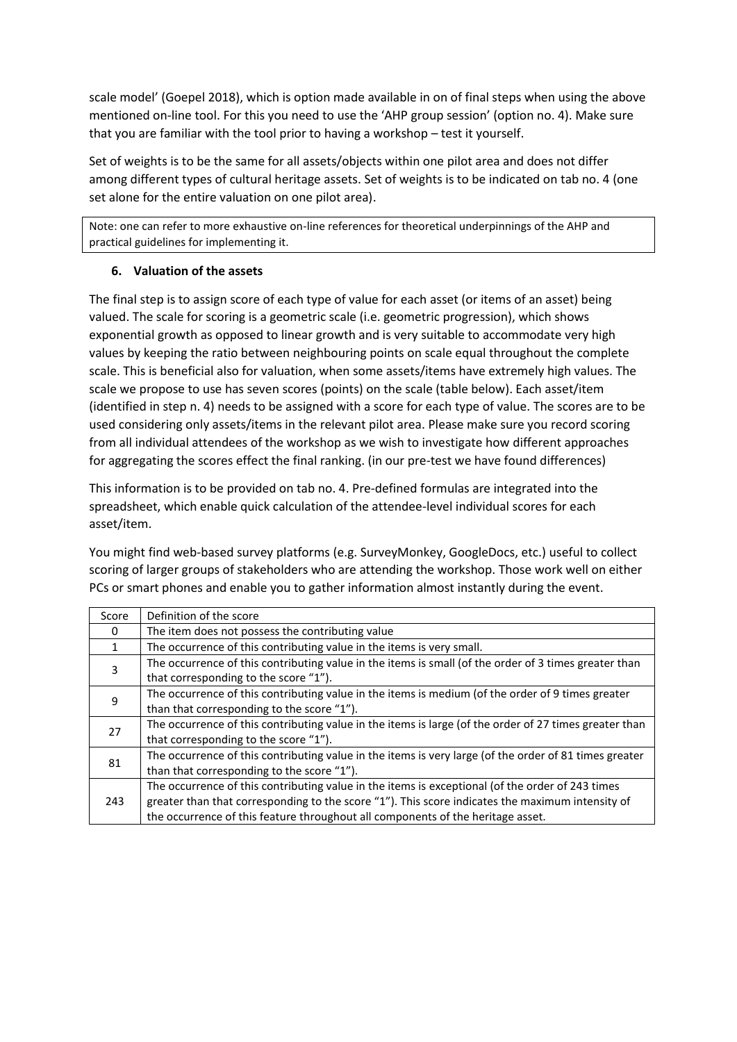scale model' (Goepel 2018), which is option made available in on of final steps when using the above mentioned on-line tool. For this you need to use the 'AHP group session' (option no. 4). Make sure that you are familiar with the tool prior to having a workshop – test it yourself.

Set of weights is to be the same for all assets/objects within one pilot area and does not differ among different types of cultural heritage assets. Set of weights is to be indicated on tab no. 4 (one set alone for the entire valuation on one pilot area).

> Note: one can refer to more exhaustive on-line references for theoretical underpinnings of the AHP and practical guidelines for implementing it.

### 6. Valuation of the assets

The final step is to assign score of each type of value for each asset (or items of an asset) being valued. The scale for scoring is a geometric scale (i.e. geometric progression), which shows exponential growth as opposed to linear growth and is very suitable to accommodate very high values by keeping the ratio between neighbouring points on scale equal throughout the complete scale. This is beneficial also for valuation, when some assets/items have extremely high values. The scale we propose to use has seven scores (points) on the scale (table below). Each asset/item (identified in step n. 4) needs to be assigned with a score for each type of value. The scores are to be used considering only assets/items in the relevant pilot area. Please make sure you record scoring from all individual attendees of the workshop as we wish to investigate how different approaches for aggregating the scores effect the final ranking. (in our pre-test we have found differences)

This information is to be provided on tab no. 4. Pre-defined formulas are integrated into the spreadsheet, which enable quick calculation of the attendee-level individual scores for each asset/item.

You might find web-based survey platforms (e.g. SurveyMonkey, GoogleDocs, etc.) useful to collect scoring of larger groups of stakeholders who are attending the workshop. Those work well on either PCs or smart phones and enable you to gather information almost instantly during the event.

| Score | Definition of the score |
|---|---|
| 0 | The item does not possess the contributing value |
| 1 | The occurrence of this contributing value in the items is very small. |
| 3 | The occurrence of this contributing value in the items is small (of the order of 3 times greater than that corresponding to the score "1"). |
| 9 | The occurrence of this contributing value in the items is medium (of the order of 9 times greater than that corresponding to the score "1"). |
| 27 | The occurrence of this contributing value in the items is large (of the order of 27 times greater than that corresponding to the score "1"). |
| 81 | The occurrence of this contributing value in the items is very large (of the order of 81 times greater than that corresponding to the score "1"). |
| 243 | The occurrence of this contributing value in the items is exceptional (of the order of 243 times greater than that corresponding to the score "1"). This score indicates the maximum intensity of the occurrence of this feature throughout all components of the heritage asset. |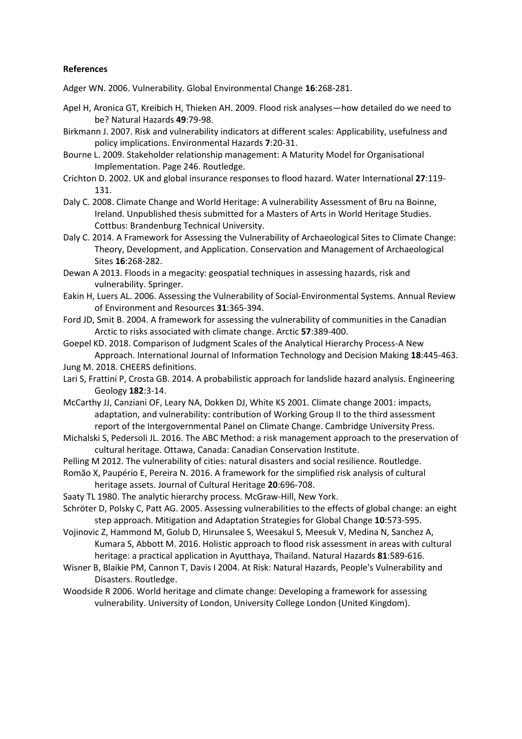**References**

Adger WN. 2006. Vulnerability. Global Environmental Change **16**:268-281.

Apel H, Aronica GT, Kreibich H, Thieken AH. 2009. Flood risk analyses—how detailed do we need to be? Natural Hazards **49**:79-98.

Birkmann J. 2007. Risk and vulnerability indicators at different scales: Applicability, usefulness and policy implications. Environmental Hazards **7**:20-31.

Bourne L. 2009. Stakeholder relationship management: A Maturity Model for Organisational Implementation. Page 246. Routledge.

Crichton D. 2002. UK and global insurance responses to flood hazard. Water International **27**:119-131.

Daly C. 2008. Climate Change and World Heritage: A vulnerability Assessment of Bru na Boinne, Ireland. Unpublished thesis submitted for a Masters of Arts in World Heritage Studies. Cottbus: Brandenburg Technical University.

Daly C. 2014. A Framework for Assessing the Vulnerability of Archaeological Sites to Climate Change: Theory, Development, and Application. Conservation and Management of Archaeological Sites **16**:268-282.

Dewan A 2013. Floods in a megacity: geospatial techniques in assessing hazards, risk and vulnerability. Springer.

Eakin H, Luers AL. 2006. Assessing the Vulnerability of Social-Environmental Systems. Annual Review of Environment and Resources **31**:365-394.

Ford JD, Smit B. 2004. A framework for assessing the vulnerability of communities in the Canadian Arctic to risks associated with climate change. Arctic **57**:389-400.

Goepel KD. 2018. Comparison of Judgment Scales of the Analytical Hierarchy Process-A New Approach. International Journal of Information Technology and Decision Making **18**:445-463.

Jung M. 2018. CHEERS definitions.

Lari S, Frattini P, Crosta GB. 2014. A probabilistic approach for landslide hazard analysis. Engineering Geology **182**:3-14.

McCarthy JJ, Canziani OF, Leary NA, Dokken DJ, White KS 2001. Climate change 2001: impacts, adaptation, and vulnerability: contribution of Working Group II to the third assessment report of the Intergovernmental Panel on Climate Change. Cambridge University Press.

Michalski S, Pedersoli JL. 2016. The ABC Method: a risk management approach to the preservation of cultural heritage. Ottawa, Canada: Canadian Conservation Institute.

Pelling M 2012. The vulnerability of cities: natural disasters and social resilience. Routledge.

Romão X, Paupério E, Pereira N. 2016. A framework for the simplified risk analysis of cultural heritage assets. Journal of Cultural Heritage **20**:696-708.

Saaty TL 1980. The analytic hierarchy process. McGraw-Hill, New York.

Schröter D, Polsky C, Patt AG. 2005. Assessing vulnerabilities to the effects of global change: an eight step approach. Mitigation and Adaptation Strategies for Global Change **10**:573-595.

Vojinovic Z, Hammond M, Golub D, Hirunsalee S, Weesakul S, Meesuk V, Medina N, Sanchez A, Kumara S, Abbott M. 2016. Holistic approach to flood risk assessment in areas with cultural heritage: a practical application in Ayutthaya, Thailand. Natural Hazards **81**:589-616.

Wisner B, Blaikie PM, Cannon T, Davis I 2004. At Risk: Natural Hazards, People's Vulnerability and Disasters. Routledge.

Woodside R 2006. World heritage and climate change: Developing a framework for assessing vulnerability. University of London, University College London (United Kingdom).